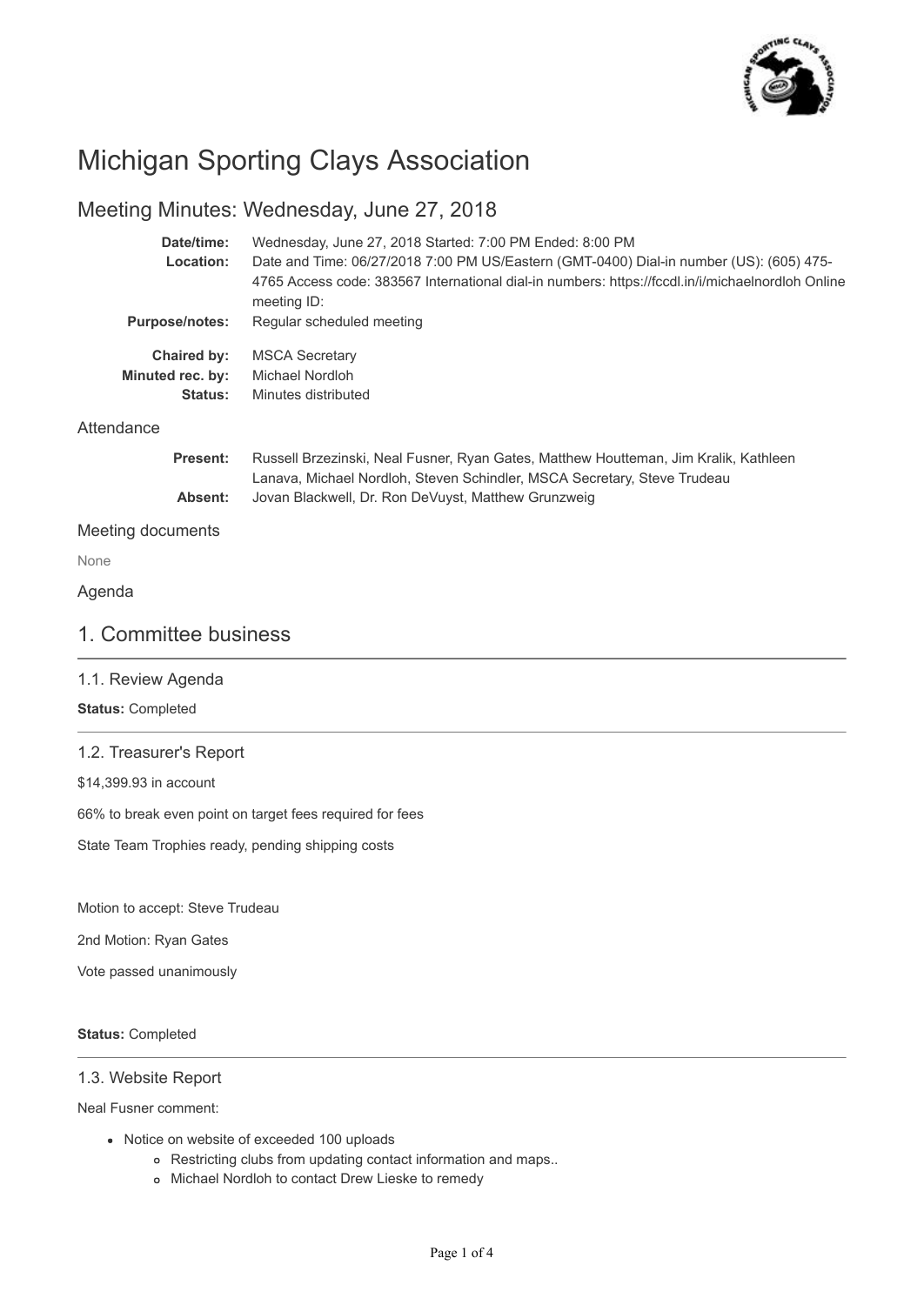# Michigan Sporting Clays Association

## Meeting Minutes: Wednesday, June 27, 2018

| | |
|---|---|
| **Date/time:** | Wednesday, June 27, 2018 Started: 7:00 PM Ended: 8:00 PM |
| **Location:** | Date and Time: 06/27/2018 7:00 PM US/Eastern (GMT-0400) Dial-in number (US): (605) 475-4765 Access code: 383567 International dial-in numbers: https://fccdl.in/i/michaelnordloh Online meeting ID: |
| **Purpose/notes:** | Regular scheduled meeting |
| **Chaired by:** | MSCA Secretary |
| **Minuted rec. by:** | Michael Nordloh |
| **Status:** | Minutes distributed |

### Attendance

| | |
|---|---|
| **Present:** | Russell Brzezinski, Neal Fusner, Ryan Gates, Matthew Houtteman, Jim Kralik, Kathleen Lanava, Michael Nordloh, Steven Schindler, MSCA Secretary, Steve Trudeau |
| **Absent:** | Jovan Blackwell, Dr. Ron DeVuyst, Matthew Grunzweig |

### Meeting documents

None

### Agenda

## 1. Committee business

### 1.1. Review Agenda

**Status:** Completed

### 1.2. Treasurer's Report

$14,399.93 in account

66% to break even point on target fees required for fees

State Team Trophies ready, pending shipping costs

Motion to accept: Steve Trudeau

2nd Motion: Ryan Gates

Vote passed unanimously

**Status:** Completed

### 1.3. Website Report

Neal Fusner comment:

- Notice on website of exceeded 100 uploads
  - Restricting clubs from updating contact information and maps..
  - Michael Nordloh to contact Drew Lieske to remedy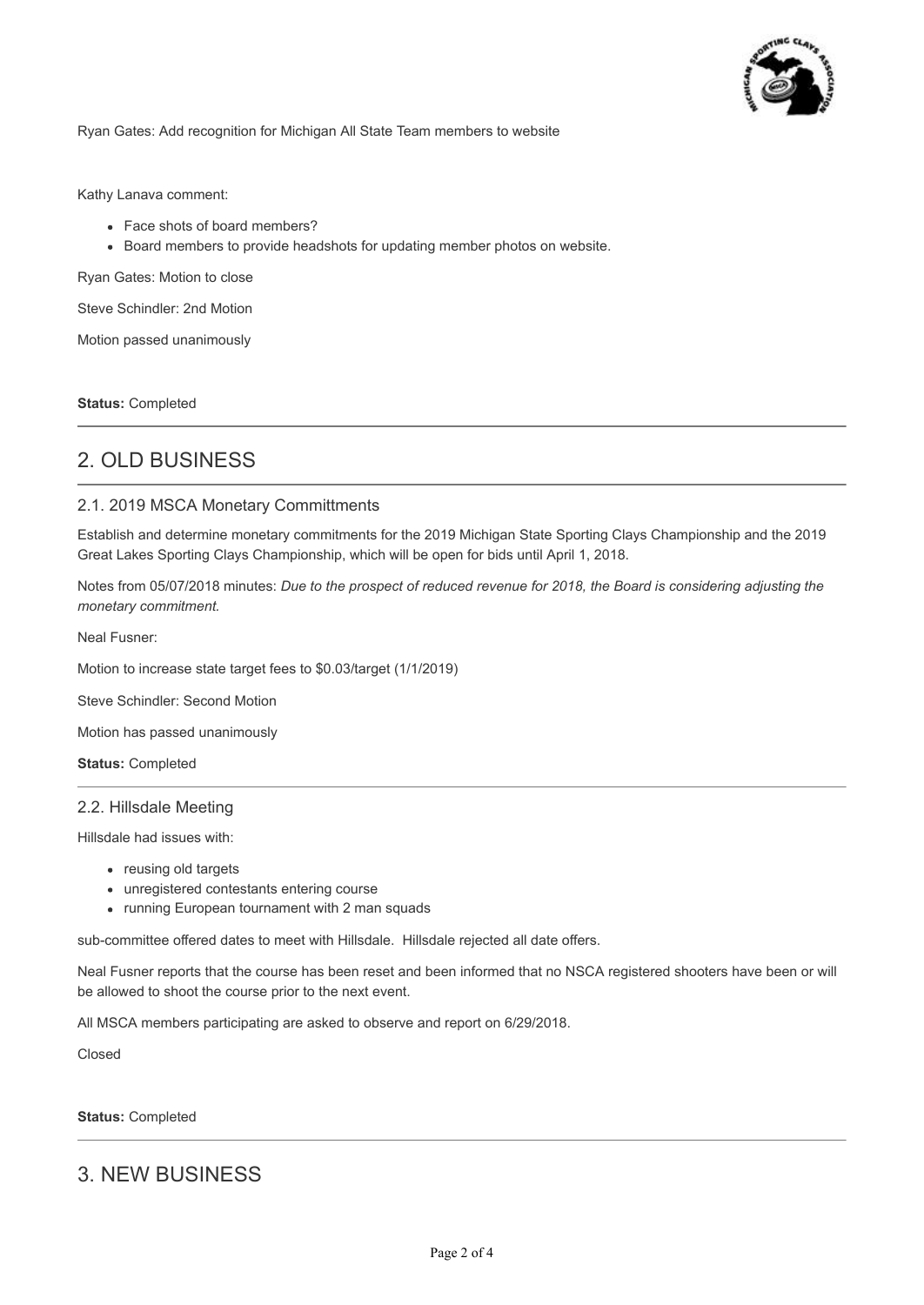Ryan Gates: Add recognition for Michigan All State Team members to website

Kathy Lanava comment:

- Face shots of board members?
- Board members to provide headshots for updating member photos on website.

Ryan Gates: Motion to close

Steve Schindler: 2nd Motion

Motion passed unanimously

**Status:** Completed

## 2. OLD BUSINESS

### 2.1. 2019 MSCA Monetary Committments

Establish and determine monetary commitments for the 2019 Michigan State Sporting Clays Championship and the 2019 Great Lakes Sporting Clays Championship, which will be open for bids until April 1, 2018.

Notes from 05/07/2018 minutes: *Due to the prospect of reduced revenue for 2018, the Board is considering adjusting the monetary commitment.*

Neal Fusner:

Motion to increase state target fees to $0.03/target (1/1/2019)

Steve Schindler: Second Motion

Motion has passed unanimously

**Status:** Completed

### 2.2. Hillsdale Meeting

Hillsdale had issues with:

- reusing old targets
- unregistered contestants entering course
- running European tournament with 2 man squads

sub-committee offered dates to meet with Hillsdale. Hillsdale rejected all date offers.

Neal Fusner reports that the course has been reset and been informed that no NSCA registered shooters have been or will be allowed to shoot the course prior to the next event.

All MSCA members participating are asked to observe and report on 6/29/2018.

Closed

**Status:** Completed

## 3. NEW BUSINESS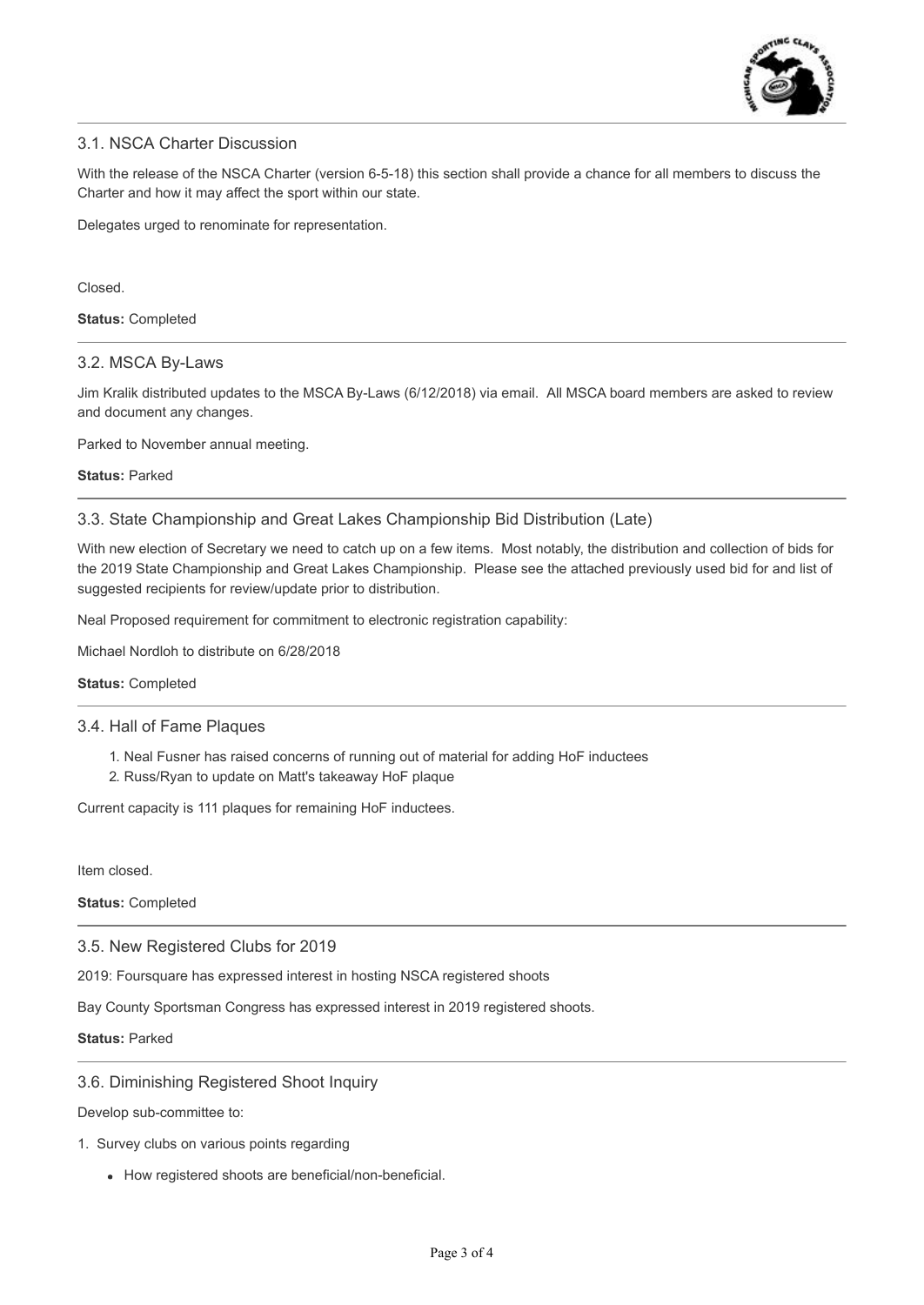### 3.1. NSCA Charter Discussion

With the release of the NSCA Charter (version 6-5-18) this section shall provide a chance for all members to discuss the Charter and how it may affect the sport within our state.

Delegates urged to renominate for representation.

Closed.

**Status:** Completed

### 3.2. MSCA By-Laws

Jim Kralik distributed updates to the MSCA By-Laws (6/12/2018) via email. All MSCA board members are asked to review and document any changes.

Parked to November annual meeting.

**Status:** Parked

### 3.3. State Championship and Great Lakes Championship Bid Distribution (Late)

With new election of Secretary we need to catch up on a few items. Most notably, the distribution and collection of bids for the 2019 State Championship and Great Lakes Championship. Please see the attached previously used bid for and list of suggested recipients for review/update prior to distribution.

Neal Proposed requirement for commitment to electronic registration capability:

Michael Nordloh to distribute on 6/28/2018

**Status:** Completed

### 3.4. Hall of Fame Plaques

1. Neal Fusner has raised concerns of running out of material for adding HoF inductees
2. Russ/Ryan to update on Matt's takeaway HoF plaque

Current capacity is 111 plaques for remaining HoF inductees.

Item closed.

**Status:** Completed

### 3.5. New Registered Clubs for 2019

2019: Foursquare has expressed interest in hosting NSCA registered shoots

Bay County Sportsman Congress has expressed interest in 2019 registered shoots.

**Status:** Parked

### 3.6. Diminishing Registered Shoot Inquiry

Develop sub-committee to:

1. Survey clubs on various points regarding
   - How registered shoots are beneficial/non-beneficial.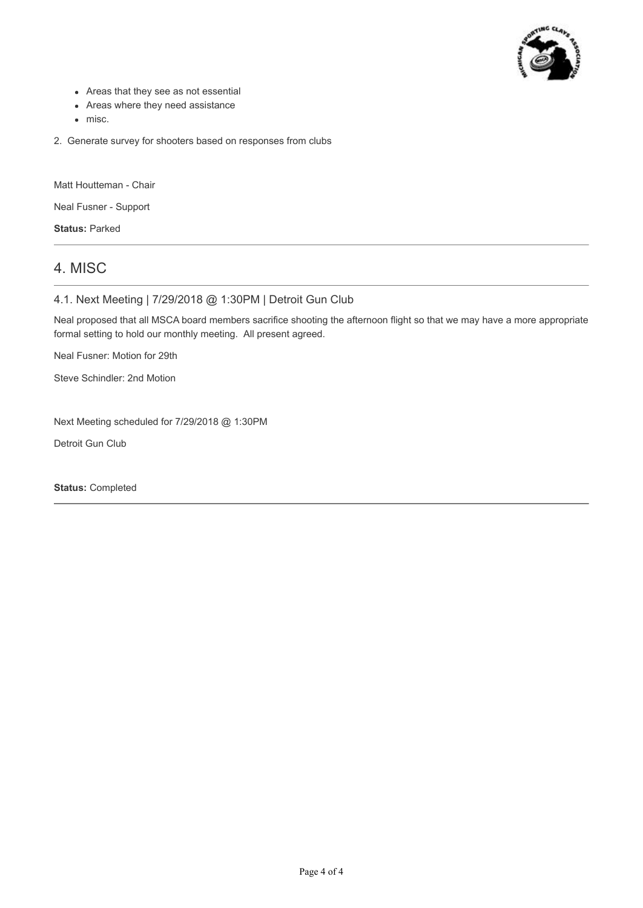- Areas that they see as not essential
- Areas where they need assistance
- misc.

2. Generate survey for shooters based on responses from clubs

Matt Houtteman - Chair

Neal Fusner - Support

**Status:** Parked

---

## 4. MISC

---

### 4.1. Next Meeting | 7/29/2018 @ 1:30PM | Detroit Gun Club

Neal proposed that all MSCA board members sacrifice shooting the afternoon flight so that we may have a more appropriate formal setting to hold our monthly meeting. All present agreed.

Neal Fusner: Motion for 29th

Steve Schindler: 2nd Motion

Next Meeting scheduled for 7/29/2018 @ 1:30PM

Detroit Gun Club

**Status:** Completed